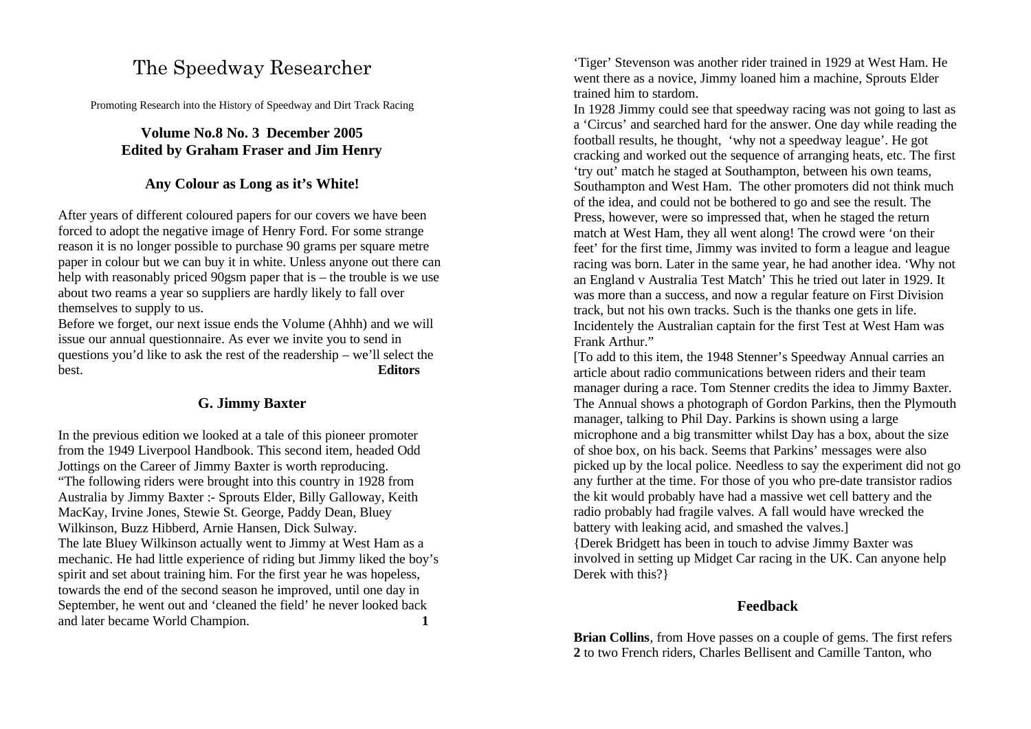# The Speedway Researcher

Promoting Research into the History of Speedway and Dirt Track Racing

**Volume No.8 No. 3 December 2005**
**Edited by Graham Fraser and Jim Henry**

## Any Colour as Long as it's White!

After years of different coloured papers for our covers we have been forced to adopt the negative image of Henry Ford. For some strange reason it is no longer possible to purchase 90 grams per square metre paper in colour but we can buy it in white. Unless anyone out there can help with reasonably priced 90gsm paper that is – the trouble is we use about two reams a year so suppliers are hardly likely to fall over themselves to supply to us.

Before we forget, our next issue ends the Volume (Ahhh) and we will issue our annual questionnaire. As ever we invite you to send in questions you'd like to ask the rest of the readership – we'll select the best. **Editors**

## G. Jimmy Baxter

In the previous edition we looked at a tale of this pioneer promoter from the 1949 Liverpool Handbook. This second item, headed Odd Jottings on the Career of Jimmy Baxter is worth reproducing.

"The following riders were brought into this country in 1928 from Australia by Jimmy Baxter :- Sprouts Elder, Billy Galloway, Keith MacKay, Irvine Jones, Stewie St. George, Paddy Dean, Bluey Wilkinson, Buzz Hibberd, Arnie Hansen, Dick Sulway.

The late Bluey Wilkinson actually went to Jimmy at West Ham as a mechanic. He had little experience of riding but Jimmy liked the boy's spirit and set about training him. For the first year he was hopeless, towards the end of the second season he improved, until one day in September, he went out and 'cleaned the field' he never looked back and later became World Champion.

'Tiger' Stevenson was another rider trained in 1929 at West Ham. He went there as a novice, Jimmy loaned him a machine, Sprouts Elder trained him to stardom.

In 1928 Jimmy could see that speedway racing was not going to last as a 'Circus' and searched hard for the answer. One day while reading the football results, he thought, 'why not a speedway league'. He got cracking and worked out the sequence of arranging heats, etc. The first 'try out' match he staged at Southampton, between his own teams, Southampton and West Ham. The other promoters did not think much of the idea, and could not be bothered to go and see the result. The Press, however, were so impressed that, when he staged the return match at West Ham, they all went along! The crowd were 'on their feet' for the first time, Jimmy was invited to form a league and league racing was born. Later in the same year, he had another idea. 'Why not an England v Australia Test Match' This he tried out later in 1929. It was more than a success, and now a regular feature on First Division track, but not his own tracks. Such is the thanks one gets in life. Incidentely the Australian captain for the first Test at West Ham was Frank Arthur."

[To add to this item, the 1948 Stenner's Speedway Annual carries an article about radio communications between riders and their team manager during a race. Tom Stenner credits the idea to Jimmy Baxter. The Annual shows a photograph of Gordon Parkins, then the Plymouth manager, talking to Phil Day. Parkins is shown using a large microphone and a big transmitter whilst Day has a box, about the size of shoe box, on his back. Seems that Parkins' messages were also picked up by the local police. Needless to say the experiment did not go any further at the time. For those of you who pre-date transistor radios the kit would probably have had a massive wet cell battery and the radio probably had fragile valves. A fall would have wrecked the battery with leaking acid, and smashed the valves.]

{Derek Bridgett has been in touch to advise Jimmy Baxter was involved in setting up Midget Car racing in the UK. Can anyone help Derek with this?}

## Feedback

**Brian Collins**, from Hove passes on a couple of gems. The first refers to two French riders, Charles Bellisent and Camille Tanton, who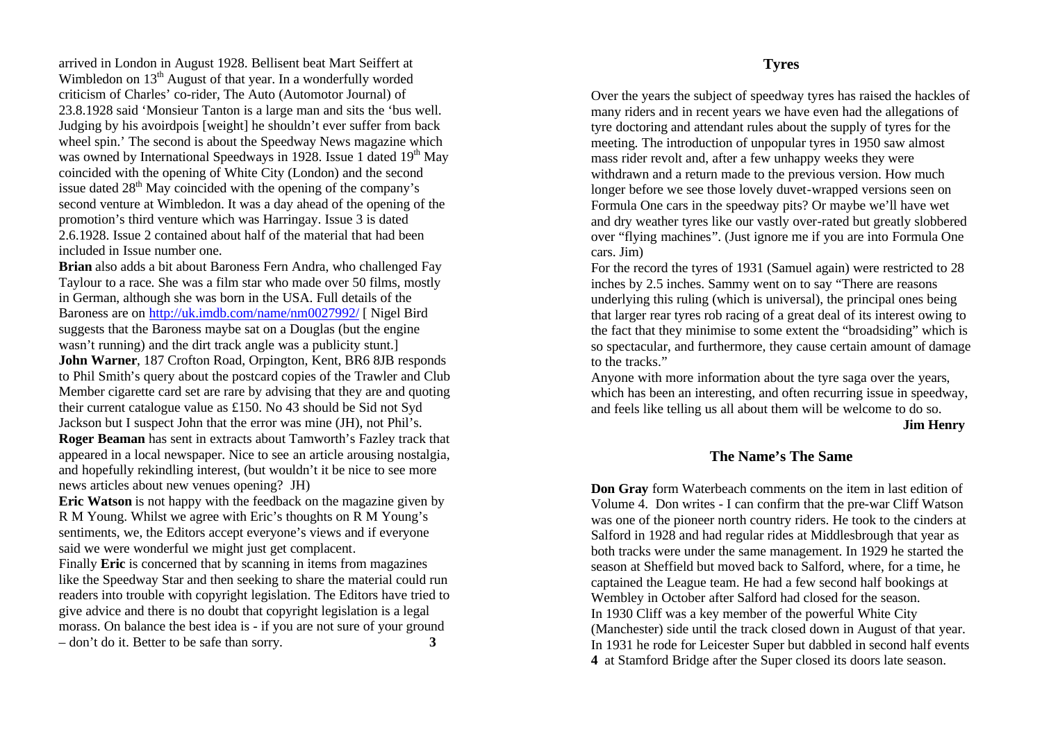arrived in London in August 1928. Bellisent beat Mart Seiffert at Wimbledon on 13th August of that year. In a wonderfully worded criticism of Charles' co-rider, The Auto (Automotor Journal) of 23.8.1928 said 'Monsieur Tanton is a large man and sits the 'bus well. Judging by his avoirdpois [weight] he shouldn't ever suffer from back wheel spin.' The second is about the Speedway News magazine which was owned by International Speedways in 1928. Issue 1 dated 19th May coincided with the opening of White City (London) and the second issue dated 28th May coincided with the opening of the company's second venture at Wimbledon. It was a day ahead of the opening of the promotion's third venture which was Harringay. Issue 3 is dated 2.6.1928. Issue 2 contained about half of the material that had been included in Issue number one.

**Brian** also adds a bit about Baroness Fern Andra, who challenged Fay Taylour to a race. She was a film star who made over 50 films, mostly in German, although she was born in the USA. Full details of the Baroness are on http://uk.imdb.com/name/nm0027992/ [ Nigel Bird suggests that the Baroness maybe sat on a Douglas (but the engine wasn't running) and the dirt track angle was a publicity stunt.]

**John Warner**, 187 Crofton Road, Orpington, Kent, BR6 8JB responds to Phil Smith's query about the postcard copies of the Trawler and Club Member cigarette card set are rare by advising that they are and quoting their current catalogue value as £150. No 43 should be Sid not Syd Jackson but I suspect John that the error was mine (JH), not Phil's.

**Roger Beaman** has sent in extracts about Tamworth's Fazley track that appeared in a local newspaper. Nice to see an article arousing nostalgia, and hopefully rekindling interest, (but wouldn't it be nice to see more news articles about new venues opening? JH)

**Eric Watson** is not happy with the feedback on the magazine given by R M Young. Whilst we agree with Eric's thoughts on R M Young's sentiments, we, the Editors accept everyone's views and if everyone said we were wonderful we might just get complacent.

Finally **Eric** is concerned that by scanning in items from magazines like the Speedway Star and then seeking to share the material could run readers into trouble with copyright legislation. The Editors have tried to give advice and there is no doubt that copyright legislation is a legal morass. On balance the best idea is - if you are not sure of your ground – don't do it. Better to be safe than sorry.

## Tyres

Over the years the subject of speedway tyres has raised the hackles of many riders and in recent years we have even had the allegations of tyre doctoring and attendant rules about the supply of tyres for the meeting. The introduction of unpopular tyres in 1950 saw almost mass rider revolt and, after a few unhappy weeks they were withdrawn and a return made to the previous version. How much longer before we see those lovely duvet-wrapped versions seen on Formula One cars in the speedway pits? Or maybe we'll have wet and dry weather tyres like our vastly over-rated but greatly slobbered over "flying machines". (Just ignore me if you are into Formula One cars. Jim)

For the record the tyres of 1931 (Samuel again) were restricted to 28 inches by 2.5 inches. Sammy went on to say "There are reasons underlying this ruling (which is universal), the principal ones being that larger rear tyres rob racing of a great deal of its interest owing to the fact that they minimise to some extent the "broadsiding" which is so spectacular, and furthermore, they cause certain amount of damage to the tracks."

Anyone with more information about the tyre saga over the years, which has been an interesting, and often recurring issue in speedway, and feels like telling us all about them will be welcome to do so.

**Jim Henry**

## The Name's The Same

**Don Gray** form Waterbeach comments on the item in last edition of Volume 4. Don writes - I can confirm that the pre-war Cliff Watson was one of the pioneer north country riders. He took to the cinders at Salford in 1928 and had regular rides at Middlesbrough that year as both tracks were under the same management. In 1929 he started the season at Sheffield but moved back to Salford, where, for a time, he captained the League team. He had a few second half bookings at Wembley in October after Salford had closed for the season.

In 1930 Cliff was a key member of the powerful White City (Manchester) side until the track closed down in August of that year. In 1931 he rode for Leicester Super but dabbled in second half events at Stamford Bridge after the Super closed its doors late season.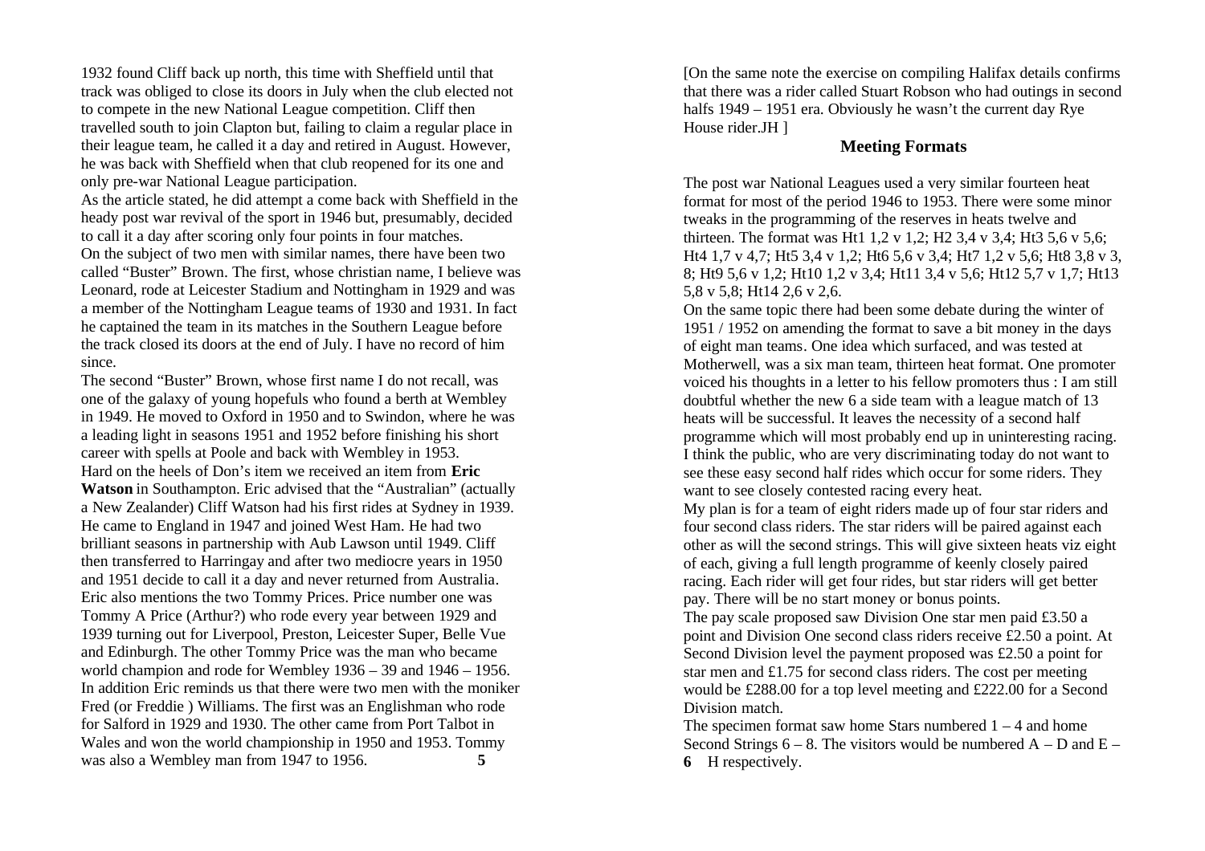1932 found Cliff back up north, this time with Sheffield until that track was obliged to close its doors in July when the club elected not to compete in the new National League competition. Cliff then travelled south to join Clapton but, failing to claim a regular place in their league team, he called it a day and retired in August. However, he was back with Sheffield when that club reopened for its one and only pre-war National League participation.

As the article stated, he did attempt a come back with Sheffield in the heady post war revival of the sport in 1946 but, presumably, decided to call it a day after scoring only four points in four matches.

On the subject of two men with similar names, there have been two called "Buster" Brown. The first, whose christian name, I believe was Leonard, rode at Leicester Stadium and Nottingham in 1929 and was a member of the Nottingham League teams of 1930 and 1931. In fact he captained the team in its matches in the Southern League before the track closed its doors at the end of July. I have no record of him since.

The second "Buster" Brown, whose first name I do not recall, was one of the galaxy of young hopefuls who found a berth at Wembley in 1949. He moved to Oxford in 1950 and to Swindon, where he was a leading light in seasons 1951 and 1952 before finishing his short career with spells at Poole and back with Wembley in 1953.

Hard on the heels of Don's item we received an item from **Eric Watson** in Southampton. Eric advised that the "Australian" (actually a New Zealander) Cliff Watson had his first rides at Sydney in 1939. He came to England in 1947 and joined West Ham. He had two brilliant seasons in partnership with Aub Lawson until 1949. Cliff then transferred to Harringay and after two mediocre years in 1950 and 1951 decide to call it a day and never returned from Australia.

Eric also mentions the two Tommy Prices. Price number one was Tommy A Price (Arthur?) who rode every year between 1929 and 1939 turning out for Liverpool, Preston, Leicester Super, Belle Vue and Edinburgh. The other Tommy Price was the man who became world champion and rode for Wembley 1936 – 39 and 1946 – 1956.

In addition Eric reminds us that there were two men with the moniker Fred (or Freddie ) Williams. The first was an Englishman who rode for Salford in 1929 and 1930. The other came from Port Talbot in Wales and won the world championship in 1950 and 1953. Tommy was also a Wembley man from 1947 to 1956.

[On the same note the exercise on compiling Halifax details confirms that there was a rider called Stuart Robson who had outings in second halfs 1949 – 1951 era. Obviously he wasn't the current day Rye House rider.JH ]

## Meeting Formats

The post war National Leagues used a very similar fourteen heat format for most of the period 1946 to 1953. There were some minor tweaks in the programming of the reserves in heats twelve and thirteen. The format was Ht1 1,2 v 1,2; H2 3,4 v 3,4; Ht3 5,6 v 5,6; Ht4 1,7 v 4,7; Ht5 3,4 v 1,2; Ht6 5,6 v 3,4; Ht7 1,2 v 5,6; Ht8 3,8 v 3, 8; Ht9 5,6 v 1,2; Ht10 1,2 v 3,4; Ht11 3,4 v 5,6; Ht12 5,7 v 1,7; Ht13 5,8 v 5,8; Ht14 2,6 v 2,6.

On the same topic there had been some debate during the winter of 1951 / 1952 on amending the format to save a bit money in the days of eight man teams. One idea which surfaced, and was tested at Motherwell, was a six man team, thirteen heat format. One promoter voiced his thoughts in a letter to his fellow promoters thus : I am still doubtful whether the new 6 a side team with a league match of 13 heats will be successful. It leaves the necessity of a second half programme which will most probably end up in uninteresting racing. I think the public, who are very discriminating today do not want to see these easy second half rides which occur for some riders. They want to see closely contested racing every heat.

My plan is for a team of eight riders made up of four star riders and four second class riders. The star riders will be paired against each other as will the second strings. This will give sixteen heats viz eight of each, giving a full length programme of keenly closely paired racing. Each rider will get four rides, but star riders will get better pay. There will be no start money or bonus points.

The pay scale proposed saw Division One star men paid £3.50 a point and Division One second class riders receive £2.50 a point. At Second Division level the payment proposed was £2.50 a point for star men and £1.75 for second class riders. The cost per meeting would be £288.00 for a top level meeting and £222.00 for a Second Division match.

The specimen format saw home Stars numbered 1 – 4 and home Second Strings 6 – 8. The visitors would be numbered A – D and E – H respectively.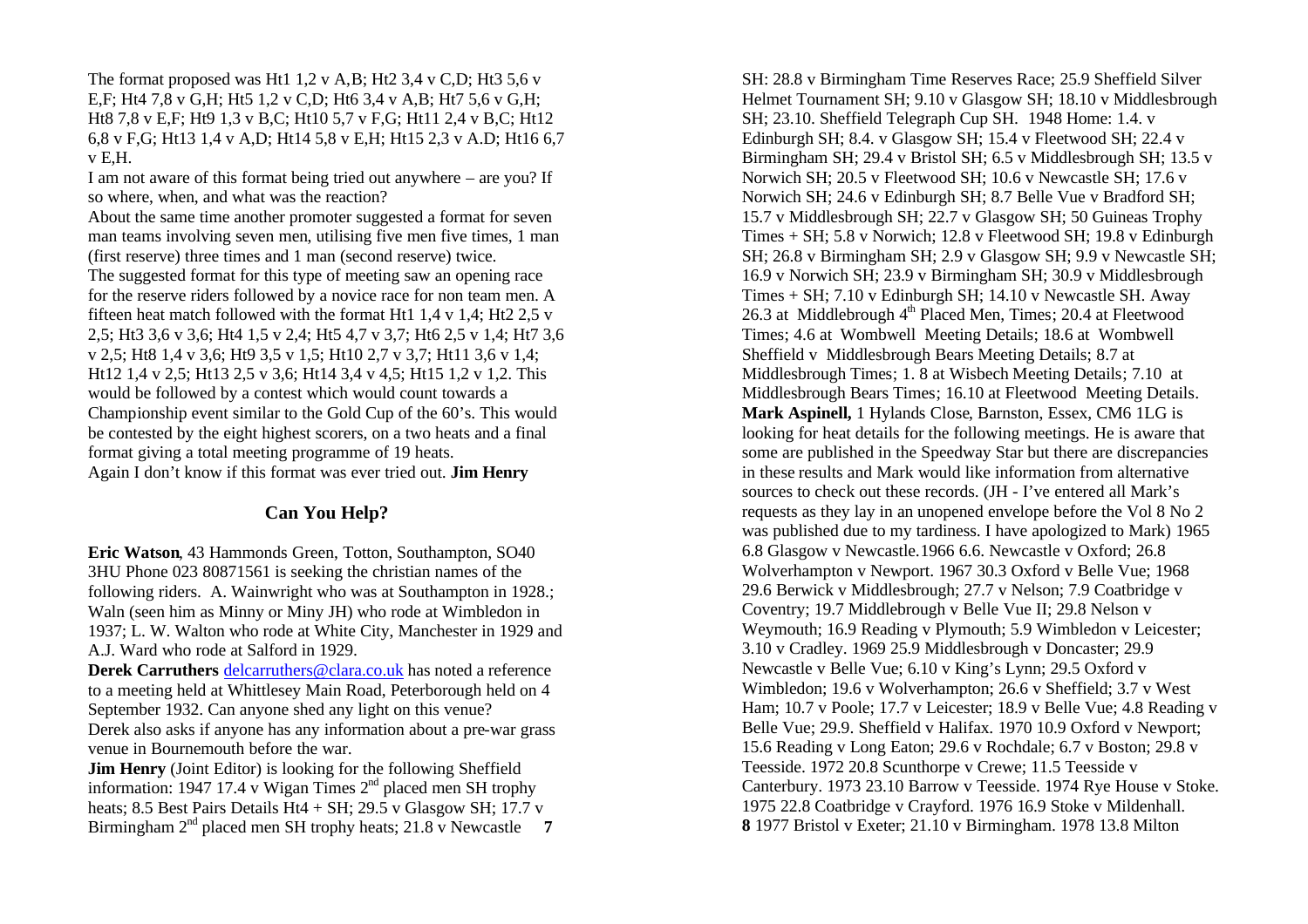The format proposed was Ht1 1,2 v A,B; Ht2 3,4 v C,D; Ht3 5,6 v E,F; Ht4 7,8 v G,H; Ht5 1,2 v C,D; Ht6 3,4 v A,B; Ht7 5,6 v G,H; Ht8 7,8 v E,F; Ht9 1,3 v B,C; Ht10 5,7 v F,G; Ht11 2,4 v B,C; Ht12 6,8 v F,G; Ht13 1,4 v A,D; Ht14 5,8 v E,H; Ht15 2,3 v A.D; Ht16 6,7 v E,H.

I am not aware of this format being tried out anywhere – are you? If so where, when, and what was the reaction?

About the same time another promoter suggested a format for seven man teams involving seven men, utilising five men five times, 1 man (first reserve) three times and 1 man (second reserve) twice.

The suggested format for this type of meeting saw an opening race for the reserve riders followed by a novice race for non team men. A fifteen heat match followed with the format Ht1 1,4 v 1,4; Ht2 2,5 v 2,5; Ht3 3,6 v 3,6; Ht4 1,5 v 2,4; Ht5 4,7 v 3,7; Ht6 2,5 v 1,4; Ht7 3,6 v 2,5; Ht8 1,4 v 3,6; Ht9 3,5 v 1,5; Ht10 2,7 v 3,7; Ht11 3,6 v 1,4; Ht12 1,4 v 2,5; Ht13 2,5 v 3,6; Ht14 3,4 v 4,5; Ht15 1,2 v 1,2. This would be followed by a contest which would count towards a Championship event similar to the Gold Cup of the 60's. This would be contested by the eight highest scorers, on a two heats and a final format giving a total meeting programme of 19 heats.

Again I don't know if this format was ever tried out. **Jim Henry**

## Can You Help?

**Eric Watson**, 43 Hammonds Green, Totton, Southampton, SO40 3HU Phone 023 80871561 is seeking the christian names of the following riders. A. Wainwright who was at Southampton in 1928.; Waln (seen him as Minny or Miny JH) who rode at Wimbledon in 1937; L. W. Walton who rode at White City, Manchester in 1929 and A.J. Ward who rode at Salford in 1929.

**Derek Carruthers** delcarruthers@clara.co.uk has noted a reference to a meeting held at Whittlesey Main Road, Peterborough held on 4 September 1932. Can anyone shed any light on this venue?

Derek also asks if anyone has any information about a pre-war grass venue in Bournemouth before the war.

**Jim Henry** (Joint Editor) is looking for the following Sheffield information: 1947 17.4 v Wigan Times 2nd placed men SH trophy heats; 8.5 Best Pairs Details Ht4 + SH; 29.5 v Glasgow SH; 17.7 v Birmingham 2nd placed men SH trophy heats; 21.8 v Newcastle SH: 28.8 v Birmingham Time Reserves Race; 25.9 Sheffield Silver Helmet Tournament SH; 9.10 v Glasgow SH; 18.10 v Middlesbrough SH; 23.10. Sheffield Telegraph Cup SH. 1948 Home: 1.4. v Edinburgh SH; 8.4. v Glasgow SH; 15.4 v Fleetwood SH; 22.4 v Birmingham SH; 29.4 v Bristol SH; 6.5 v Middlesbrough SH; 13.5 v Norwich SH; 20.5 v Fleetwood SH; 10.6 v Newcastle SH; 17.6 v Norwich SH; 24.6 v Edinburgh SH; 8.7 Belle Vue v Bradford SH; 15.7 v Middlesbrough SH; 22.7 v Glasgow SH; 50 Guineas Trophy Times + SH; 5.8 v Norwich; 12.8 v Fleetwood SH; 19.8 v Edinburgh SH; 26.8 v Birmingham SH; 2.9 v Glasgow SH; 9.9 v Newcastle SH; 16.9 v Norwich SH; 23.9 v Birmingham SH; 30.9 v Middlesbrough Times + SH; 7.10 v Edinburgh SH; 14.10 v Newcastle SH. Away 26.3 at Middlebrough 4th Placed Men, Times; 20.4 at Fleetwood Times; 4.6 at Wombwell Meeting Details; 18.6 at Wombwell Sheffield v Middlesbrough Bears Meeting Details; 8.7 at Middlesbrough Times; 1. 8 at Wisbech Meeting Details; 7.10 at Middlesbrough Bears Times; 16.10 at Fleetwood Meeting Details.

**Mark Aspinell,** 1 Hylands Close, Barnston, Essex, CM6 1LG is looking for heat details for the following meetings. He is aware that some are published in the Speedway Star but there are discrepancies in these results and Mark would like information from alternative sources to check out these records. (JH - I've entered all Mark's requests as they lay in an unopened envelope before the Vol 8 No 2 was published due to my tardiness. I have apologized to Mark) 1965 6.8 Glasgow v Newcastle.1966 6.6. Newcastle v Oxford; 26.8 Wolverhampton v Newport. 1967 30.3 Oxford v Belle Vue; 1968 29.6 Berwick v Middlesbrough; 27.7 v Nelson; 7.9 Coatbridge v Coventry; 19.7 Middlebrough v Belle Vue II; 29.8 Nelson v Weymouth; 16.9 Reading v Plymouth; 5.9 Wimbledon v Leicester; 3.10 v Cradley. 1969 25.9 Middlesbrough v Doncaster; 29.9 Newcastle v Belle Vue; 6.10 v King's Lynn; 29.5 Oxford v Wimbledon; 19.6 v Wolverhampton; 26.6 v Sheffield; 3.7 v West Ham; 10.7 v Poole; 17.7 v Leicester; 18.9 v Belle Vue; 4.8 Reading v Belle Vue; 29.9. Sheffield v Halifax. 1970 10.9 Oxford v Newport; 15.6 Reading v Long Eaton; 29.6 v Rochdale; 6.7 v Boston; 29.8 v Teesside. 1972 20.8 Scunthorpe v Crewe; 11.5 Teesside v Canterbury. 1973 23.10 Barrow v Teesside. 1974 Rye House v Stoke. 1975 22.8 Coatbridge v Crayford. 1976 16.9 Stoke v Mildenhall. 1977 Bristol v Exeter; 21.10 v Birmingham. 1978 13.8 Milton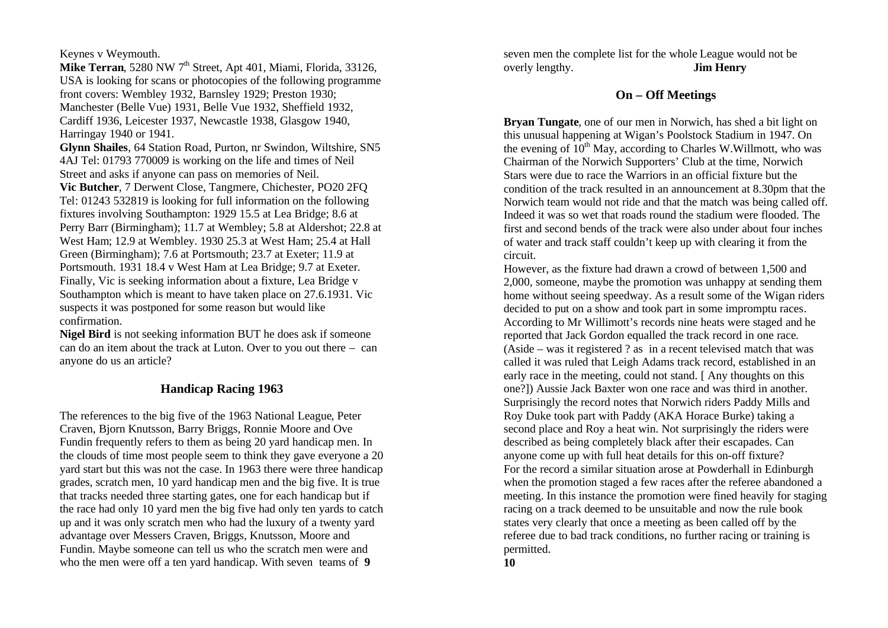Keynes v Weymouth.

**Mike Terran**, 5280 NW 7th Street, Apt 401, Miami, Florida, 33126, USA is looking for scans or photocopies of the following programme front covers: Wembley 1932, Barnsley 1929; Preston 1930; Manchester (Belle Vue) 1931, Belle Vue 1932, Sheffield 1932, Cardiff 1936, Leicester 1937, Newcastle 1938, Glasgow 1940, Harringay 1940 or 1941.

**Glynn Shailes**, 64 Station Road, Purton, nr Swindon, Wiltshire, SN5 4AJ Tel: 01793 770009 is working on the life and times of Neil Street and asks if anyone can pass on memories of Neil.

**Vic Butcher**, 7 Derwent Close, Tangmere, Chichester, PO20 2FQ Tel: 01243 532819 is looking for full information on the following fixtures involving Southampton: 1929 15.5 at Lea Bridge; 8.6 at Perry Barr (Birmingham); 11.7 at Wembley; 5.8 at Aldershot; 22.8 at West Ham; 12.9 at Wembley. 1930 25.3 at West Ham; 25.4 at Hall Green (Birmingham); 7.6 at Portsmouth; 23.7 at Exeter; 11.9 at Portsmouth. 1931 18.4 v West Ham at Lea Bridge; 9.7 at Exeter. Finally, Vic is seeking information about a fixture, Lea Bridge v Southampton which is meant to have taken place on 27.6.1931. Vic suspects it was postponed for some reason but would like confirmation.

**Nigel Bird** is not seeking information BUT he does ask if someone can do an item about the track at Luton. Over to you out there – can anyone do us an article?

## Handicap Racing 1963

The references to the big five of the 1963 National League, Peter Craven, Bjorn Knutsson, Barry Briggs, Ronnie Moore and Ove Fundin frequently refers to them as being 20 yard handicap men. In the clouds of time most people seem to think they gave everyone a 20 yard start but this was not the case. In 1963 there were three handicap grades, scratch men, 10 yard handicap men and the big five. It is true that tracks needed three starting gates, one for each handicap but if the race had only 10 yard men the big five had only ten yards to catch up and it was only scratch men who had the luxury of a twenty yard advantage over Messers Craven, Briggs, Knutsson, Moore and Fundin. Maybe someone can tell us who the scratch men were and who the men were off a ten yard handicap. With seven teams of seven men the complete list for the whole League would not be overly lengthy. **Jim Henry**

## On – Off Meetings

**Bryan Tungate**, one of our men in Norwich, has shed a bit light on this unusual happening at Wigan's Poolstock Stadium in 1947. On the evening of 10th May, according to Charles W.Willmott, who was Chairman of the Norwich Supporters' Club at the time, Norwich Stars were due to race the Warriors in an official fixture but the condition of the track resulted in an announcement at 8.30pm that the Norwich team would not ride and that the match was being called off. Indeed it was so wet that roads round the stadium were flooded. The first and second bends of the track were also under about four inches of water and track staff couldn't keep up with clearing it from the circuit.

However, as the fixture had drawn a crowd of between 1,500 and 2,000, someone, maybe the promotion was unhappy at sending them home without seeing speedway. As a result some of the Wigan riders decided to put on a show and took part in some impromptu races. According to Mr Willimott's records nine heats were staged and he reported that Jack Gordon equalled the track record in one race. (Aside – was it registered ? as in a recent televised match that was called it was ruled that Leigh Adams track record, established in an early race in the meeting, could not stand. [ Any thoughts on this one?]) Aussie Jack Baxter won one race and was third in another. Surprisingly the record notes that Norwich riders Paddy Mills and Roy Duke took part with Paddy (AKA Horace Burke) taking a second place and Roy a heat win. Not surprisingly the riders were described as being completely black after their escapades. Can anyone come up with full heat details for this on-off fixture?

For the record a similar situation arose at Powderhall in Edinburgh when the promotion staged a few races after the referee abandoned a meeting. In this instance the promotion were fined heavily for staging racing on a track deemed to be unsuitable and now the rule book states very clearly that once a meeting as been called off by the referee due to bad track conditions, no further racing or training is permitted.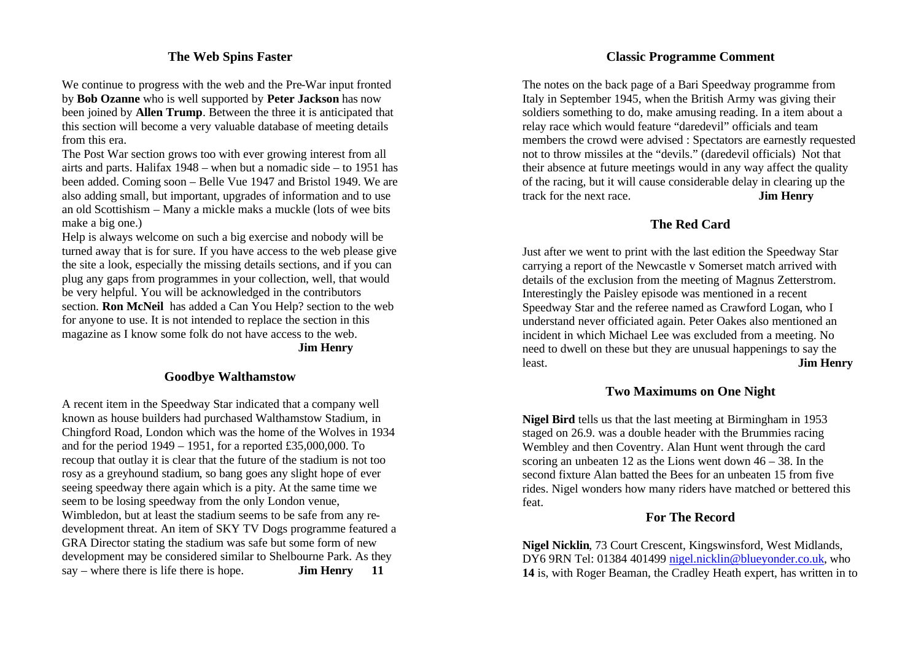## The Web Spins Faster

We continue to progress with the web and the Pre-War input fronted by **Bob Ozanne** who is well supported by **Peter Jackson** has now been joined by **Allen Trump**. Between the three it is anticipated that this section will become a very valuable database of meeting details from this era.

The Post War section grows too with ever growing interest from all airts and parts. Halifax 1948 – when but a nomadic side – to 1951 has been added. Coming soon – Belle Vue 1947 and Bristol 1949. We are also adding small, but important, upgrades of information and to use an old Scottishism – Many a mickle maks a muckle (lots of wee bits make a big one.)

Help is always welcome on such a big exercise and nobody will be turned away that is for sure. If you have access to the web please give the site a look, especially the missing details sections, and if you can plug any gaps from programmes in your collection, well, that would be very helpful. You will be acknowledged in the contributors section. **Ron McNeil** has added a Can You Help? section to the web for anyone to use. It is not intended to replace the section in this magazine as I know some folk do not have access to the web.

**Jim Henry**

## Goodbye Walthamstow

A recent item in the Speedway Star indicated that a company well known as house builders had purchased Walthamstow Stadium, in Chingford Road, London which was the home of the Wolves in 1934 and for the period 1949 – 1951, for a reported £35,000,000. To recoup that outlay it is clear that the future of the stadium is not too rosy as a greyhound stadium, so bang goes any slight hope of ever seeing speedway there again which is a pity. At the same time we seem to be losing speedway from the only London venue, Wimbledon, but at least the stadium seems to be safe from any re-development threat. An item of SKY TV Dogs programme featured a GRA Director stating the stadium was safe but some form of new development may be considered similar to Shelbourne Park. As they say – where there is life there is hope.

**Jim Henry**

## Classic Programme Comment

The notes on the back page of a Bari Speedway programme from Italy in September 1945, when the British Army was giving their soldiers something to do, make amusing reading. In a item about a relay race which would feature "daredevil" officials and team members the crowd were advised : Spectators are earnestly requested not to throw missiles at the "devils." (daredevil officials) Not that their absence at future meetings would in any way affect the quality of the racing, but it will cause considerable delay in clearing up the track for the next race.

**Jim Henry**

## The Red Card

Just after we went to print with the last edition the Speedway Star carrying a report of the Newcastle v Somerset match arrived with details of the exclusion from the meeting of Magnus Zetterstrom. Interestingly the Paisley episode was mentioned in a recent Speedway Star and the referee named as Crawford Logan, who I understand never officiated again. Peter Oakes also mentioned an incident in which Michael Lee was excluded from a meeting. No need to dwell on these but they are unusual happenings to say the least.

**Jim Henry**

## Two Maximums on One Night

**Nigel Bird** tells us that the last meeting at Birmingham in 1953 staged on 26.9. was a double header with the Brummies racing Wembley and then Coventry. Alan Hunt went through the card scoring an unbeaten 12 as the Lions went down 46 – 38. In the second fixture Alan batted the Bees for an unbeaten 15 from five rides. Nigel wonders how many riders have matched or bettered this feat.

## For The Record

**Nigel Nicklin**, 73 Court Crescent, Kingswinsford, West Midlands, DY6 9RN Tel: 01384 401499 nigel.nicklin@blueyonder.co.uk, who is, with Roger Beaman, the Cradley Heath expert, has written in to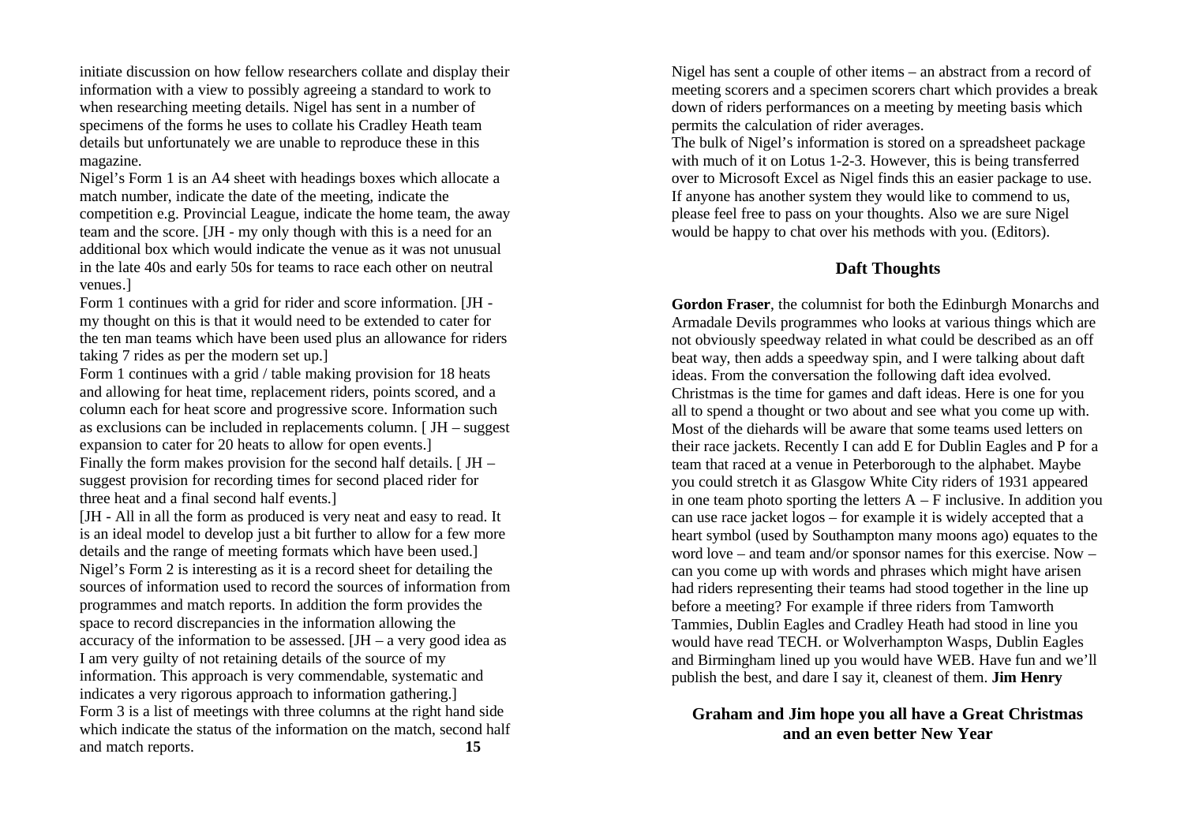initiate discussion on how fellow researchers collate and display their information with a view to possibly agreeing a standard to work to when researching meeting details. Nigel has sent in a number of specimens of the forms he uses to collate his Cradley Heath team details but unfortunately we are unable to reproduce these in this magazine.

Nigel's Form 1 is an A4 sheet with headings boxes which allocate a match number, indicate the date of the meeting, indicate the competition e.g. Provincial League, indicate the home team, the away team and the score. [JH - my only though with this is a need for an additional box which would indicate the venue as it was not unusual in the late 40s and early 50s for teams to race each other on neutral venues.]

Form 1 continues with a grid for rider and score information. [JH - my thought on this is that it would need to be extended to cater for the ten man teams which have been used plus an allowance for riders taking 7 rides as per the modern set up.]

Form 1 continues with a grid / table making provision for 18 heats and allowing for heat time, replacement riders, points scored, and a column each for heat score and progressive score. Information such as exclusions can be included in replacements column. [ JH – suggest expansion to cater for 20 heats to allow for open events.]

Finally the form makes provision for the second half details. [ JH – suggest provision for recording times for second placed rider for three heat and a final second half events.]

[JH - All in all the form as produced is very neat and easy to read. It is an ideal model to develop just a bit further to allow for a few more details and the range of meeting formats which have been used.]

Nigel's Form 2 is interesting as it is a record sheet for detailing the sources of information used to record the sources of information from programmes and match reports. In addition the form provides the space to record discrepancies in the information allowing the accuracy of the information to be assessed. [JH – a very good idea as I am very guilty of not retaining details of the source of my information. This approach is very commendable, systematic and indicates a very rigorous approach to information gathering.]

Form 3 is a list of meetings with three columns at the right hand side which indicate the status of the information on the match, second half and match reports.

Nigel has sent a couple of other items – an abstract from a record of meeting scorers and a specimen scorers chart which provides a break down of riders performances on a meeting by meeting basis which permits the calculation of rider averages.

The bulk of Nigel's information is stored on a spreadsheet package with much of it on Lotus 1-2-3. However, this is being transferred over to Microsoft Excel as Nigel finds this an easier package to use. If anyone has another system they would like to commend to us, please feel free to pass on your thoughts. Also we are sure Nigel would be happy to chat over his methods with you. (Editors).

## Daft Thoughts

**Gordon Fraser**, the columnist for both the Edinburgh Monarchs and Armadale Devils programmes who looks at various things which are not obviously speedway related in what could be described as an off beat way, then adds a speedway spin, and I were talking about daft ideas. From the conversation the following daft idea evolved. Christmas is the time for games and daft ideas. Here is one for you all to spend a thought or two about and see what you come up with. Most of the diehards will be aware that some teams used letters on their race jackets. Recently I can add E for Dublin Eagles and P for a team that raced at a venue in Peterborough to the alphabet. Maybe you could stretch it as Glasgow White City riders of 1931 appeared in one team photo sporting the letters A – F inclusive. In addition you can use race jacket logos – for example it is widely accepted that a heart symbol (used by Southampton many moons ago) equates to the word love – and team and/or sponsor names for this exercise. Now – can you come up with words and phrases which might have arisen had riders representing their teams had stood together in the line up before a meeting? For example if three riders from Tamworth Tammies, Dublin Eagles and Cradley Heath had stood in line you would have read TECH. or Wolverhampton Wasps, Dublin Eagles and Birmingham lined up you would have WEB. Have fun and we'll publish the best, and dare I say it, cleanest of them. **Jim Henry**

**Graham and Jim hope you all have a Great Christmas and an even better New Year**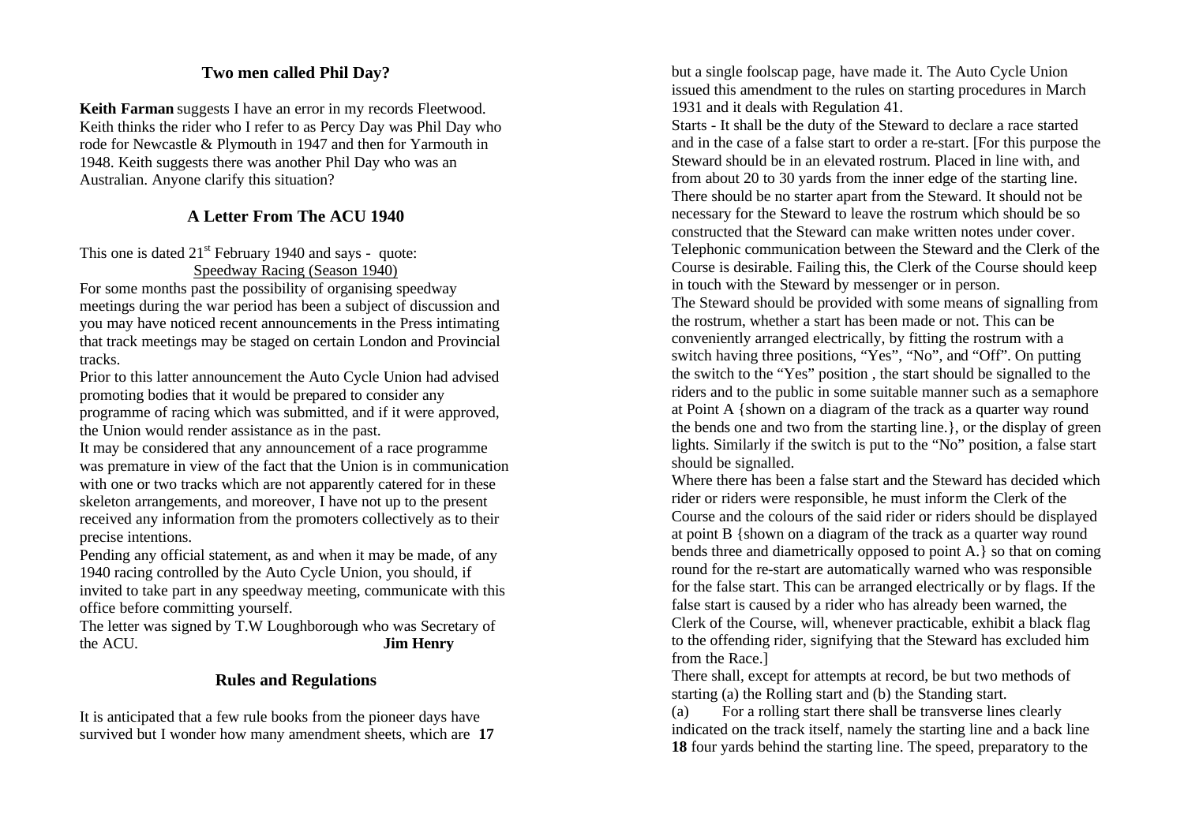## Two men called Phil Day?

**Keith Farman** suggests I have an error in my records Fleetwood. Keith thinks the rider who I refer to as Percy Day was Phil Day who rode for Newcastle & Plymouth in 1947 and then for Yarmouth in 1948. Keith suggests there was another Phil Day who was an Australian. Anyone clarify this situation?

## A Letter From The ACU 1940

This one is dated 21st February 1940 and says - quote:

<u>Speedway Racing (Season 1940)</u>

For some months past the possibility of organising speedway meetings during the war period has been a subject of discussion and you may have noticed recent announcements in the Press intimating that track meetings may be staged on certain London and Provincial tracks.

Prior to this latter announcement the Auto Cycle Union had advised promoting bodies that it would be prepared to consider any programme of racing which was submitted, and if it were approved, the Union would render assistance as in the past.

It may be considered that any announcement of a race programme was premature in view of the fact that the Union is in communication with one or two tracks which are not apparently catered for in these skeleton arrangements, and moreover, I have not up to the present received any information from the promoters collectively as to their precise intentions.

Pending any official statement, as and when it may be made, of any 1940 racing controlled by the Auto Cycle Union, you should, if invited to take part in any speedway meeting, communicate with this office before committing yourself.

The letter was signed by T.W Loughborough who was Secretary of the ACU. **Jim Henry**

## Rules and Regulations

It is anticipated that a few rule books from the pioneer days have survived but I wonder how many amendment sheets, which are but a single foolscap page, have made it. The Auto Cycle Union issued this amendment to the rules on starting procedures in March 1931 and it deals with Regulation 41.

Starts - It shall be the duty of the Steward to declare a race started and in the case of a false start to order a re-start. [For this purpose the Steward should be in an elevated rostrum. Placed in line with, and from about 20 to 30 yards from the inner edge of the starting line. There should be no starter apart from the Steward. It should not be necessary for the Steward to leave the rostrum which should be so constructed that the Steward can make written notes under cover. Telephonic communication between the Steward and the Clerk of the Course is desirable. Failing this, the Clerk of the Course should keep in touch with the Steward by messenger or in person.

The Steward should be provided with some means of signalling from the rostrum, whether a start has been made or not. This can be conveniently arranged electrically, by fitting the rostrum with a switch having three positions, "Yes", "No", and "Off". On putting the switch to the "Yes" position , the start should be signalled to the riders and to the public in some suitable manner such as a semaphore at Point A {shown on a diagram of the track as a quarter way round the bends one and two from the starting line.}, or the display of green lights. Similarly if the switch is put to the "No" position, a false start should be signalled.

Where there has been a false start and the Steward has decided which rider or riders were responsible, he must inform the Clerk of the Course and the colours of the said rider or riders should be displayed at point B {shown on a diagram of the track as a quarter way round bends three and diametrically opposed to point A.} so that on coming round for the re-start are automatically warned who was responsible for the false start. This can be arranged electrically or by flags. If the false start is caused by a rider who has already been warned, the Clerk of the Course, will, whenever practicable, exhibit a black flag to the offending rider, signifying that the Steward has excluded him from the Race.]

There shall, except for attempts at record, be but two methods of starting (a) the Rolling start and (b) the Standing start.

(a) For a rolling start there shall be transverse lines clearly indicated on the track itself, namely the starting line and a back line four yards behind the starting line. The speed, preparatory to the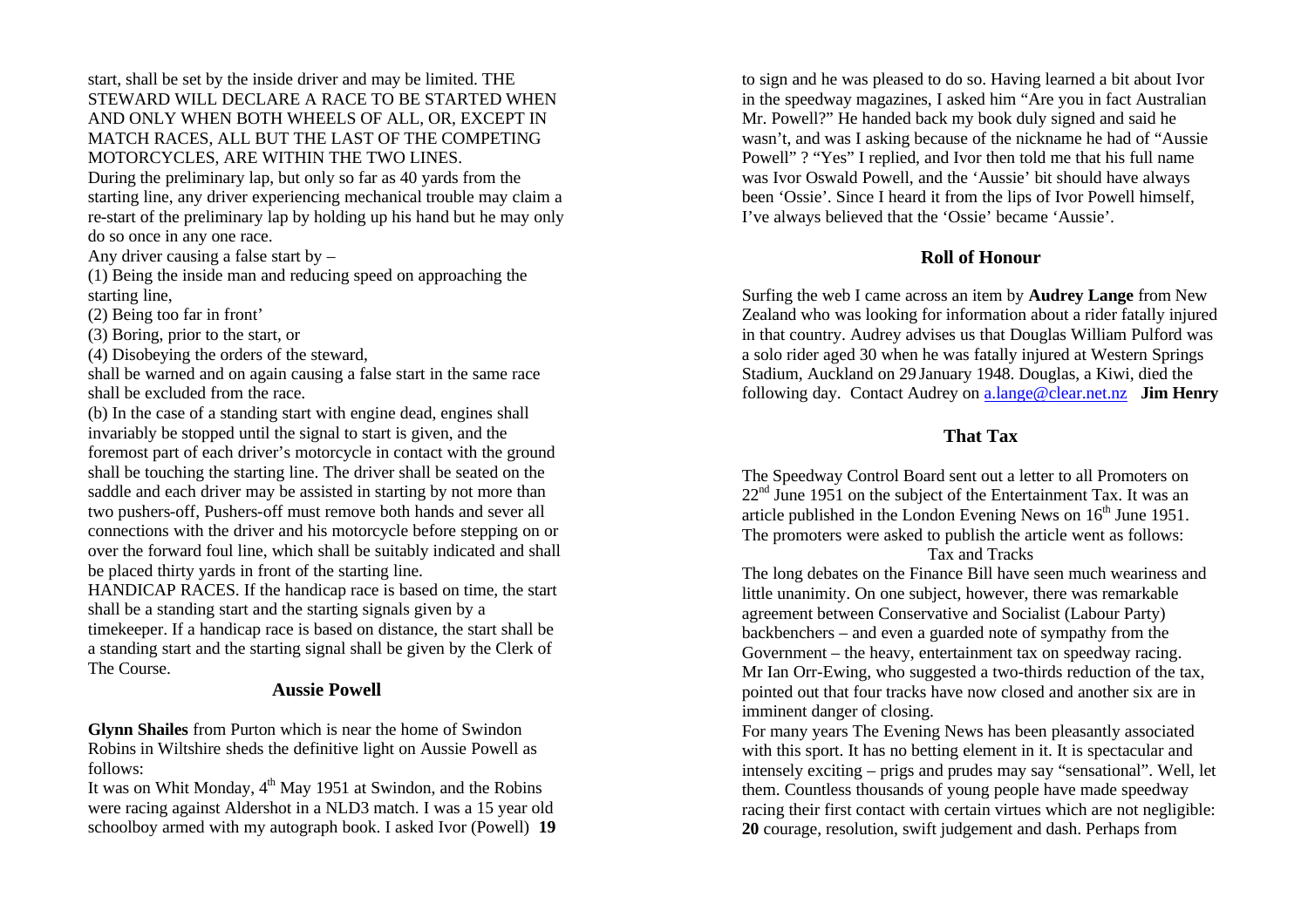start, shall be set by the inside driver and may be limited. THE STEWARD WILL DECLARE A RACE TO BE STARTED WHEN AND ONLY WHEN BOTH WHEELS OF ALL, OR, EXCEPT IN MATCH RACES, ALL BUT THE LAST OF THE COMPETING MOTORCYCLES, ARE WITHIN THE TWO LINES.

During the preliminary lap, but only so far as 40 yards from the starting line, any driver experiencing mechanical trouble may claim a re-start of the preliminary lap by holding up his hand but he may only do so once in any one race.

Any driver causing a false start by –

(1) Being the inside man and reducing speed on approaching the starting line,

(2) Being too far in front'

(3) Boring, prior to the start, or

(4) Disobeying the orders of the steward,

shall be warned and on again causing a false start in the same race shall be excluded from the race.

(b) In the case of a standing start with engine dead, engines shall invariably be stopped until the signal to start is given, and the foremost part of each driver's motorcycle in contact with the ground shall be touching the starting line. The driver shall be seated on the saddle and each driver may be assisted in starting by not more than two pushers-off, Pushers-off must remove both hands and sever all connections with the driver and his motorcycle before stepping on or over the forward foul line, which shall be suitably indicated and shall be placed thirty yards in front of the starting line.

HANDICAP RACES. If the handicap race is based on time, the start shall be a standing start and the starting signals given by a timekeeper. If a handicap race is based on distance, the start shall be a standing start and the starting signal shall be given by the Clerk of The Course.

## Aussie Powell

**Glynn Shailes** from Purton which is near the home of Swindon Robins in Wiltshire sheds the definitive light on Aussie Powell as follows:

It was on Whit Monday, 4th May 1951 at Swindon, and the Robins were racing against Aldershot in a NLD3 match. I was a 15 year old schoolboy armed with my autograph book. I asked Ivor (Powell) to sign and he was pleased to do so. Having learned a bit about Ivor in the speedway magazines, I asked him "Are you in fact Australian Mr. Powell?" He handed back my book duly signed and said he wasn't, and was I asking because of the nickname he had of "Aussie Powell" ? "Yes" I replied, and Ivor then told me that his full name was Ivor Oswald Powell, and the 'Aussie' bit should have always been 'Ossie'. Since I heard it from the lips of Ivor Powell himself, I've always believed that the 'Ossie' became 'Aussie'.

## Roll of Honour

Surfing the web I came across an item by **Audrey Lange** from New Zealand who was looking for information about a rider fatally injured in that country. Audrey advises us that Douglas William Pulford was a solo rider aged 30 when he was fatally injured at Western Springs Stadium, Auckland on 29 January 1948. Douglas, a Kiwi, died the following day. Contact Audrey on a.lange@clear.net.nz **Jim Henry**

## That Tax

The Speedway Control Board sent out a letter to all Promoters on 22nd June 1951 on the subject of the Entertainment Tax. It was an article published in the London Evening News on 16th June 1951. The promoters were asked to publish the article went as follows:

Tax and Tracks

The long debates on the Finance Bill have seen much weariness and little unanimity. On one subject, however, there was remarkable agreement between Conservative and Socialist (Labour Party) backbenchers – and even a guarded note of sympathy from the Government – the heavy, entertainment tax on speedway racing. Mr Ian Orr-Ewing, who suggested a two-thirds reduction of the tax, pointed out that four tracks have now closed and another six are in imminent danger of closing.

For many years The Evening News has been pleasantly associated with this sport. It has no betting element in it. It is spectacular and intensely exciting – prigs and prudes may say "sensational". Well, let them. Countless thousands of young people have made speedway racing their first contact with certain virtues which are not negligible: courage, resolution, swift judgement and dash. Perhaps from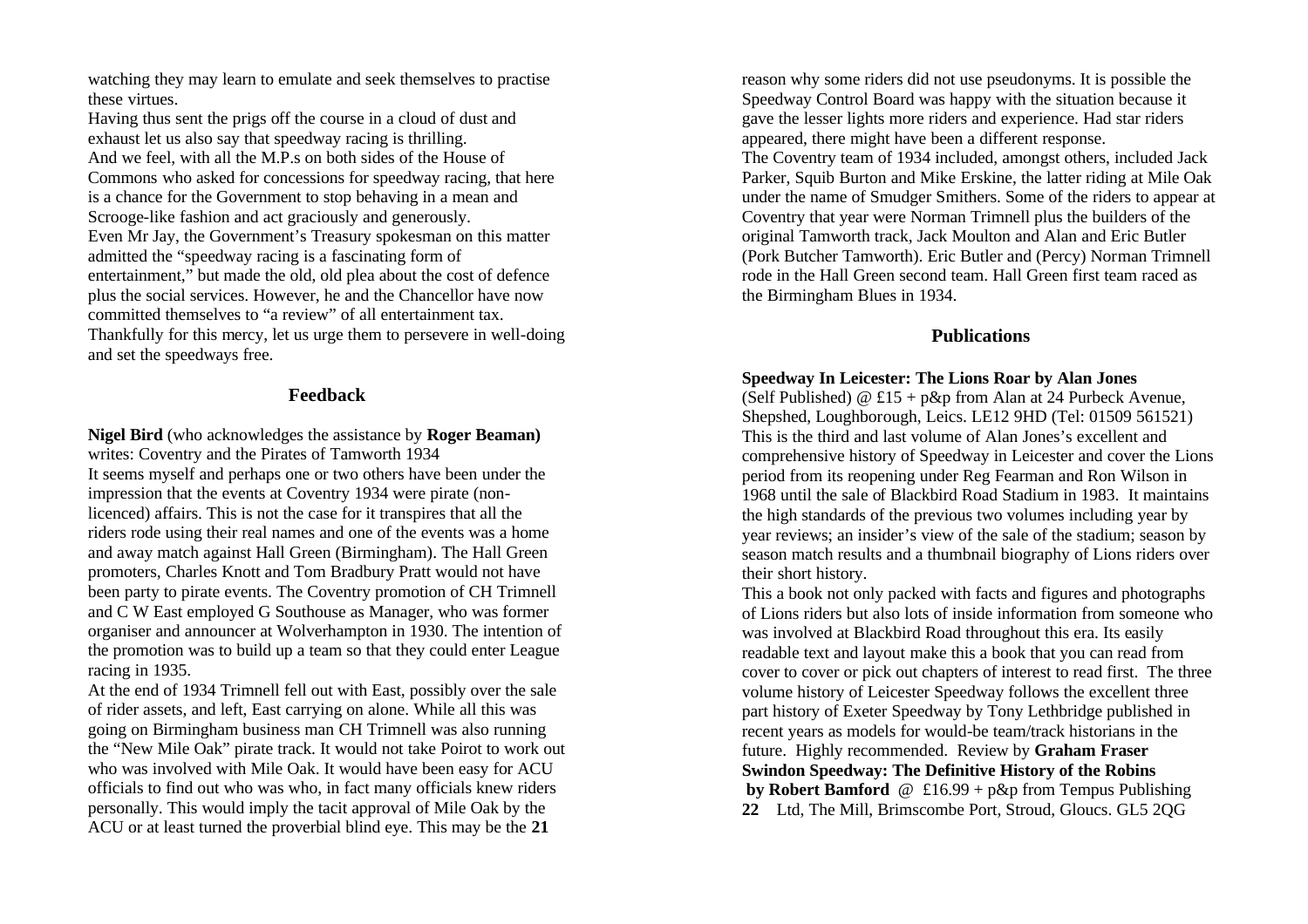watching they may learn to emulate and seek themselves to practise these virtues.

Having thus sent the prigs off the course in a cloud of dust and exhaust let us also say that speedway racing is thrilling.

And we feel, with all the M.P.s on both sides of the House of Commons who asked for concessions for speedway racing, that here is a chance for the Government to stop behaving in a mean and Scrooge-like fashion and act graciously and generously.

Even Mr Jay, the Government's Treasury spokesman on this matter admitted the "speedway racing is a fascinating form of entertainment," but made the old, old plea about the cost of defence plus the social services. However, he and the Chancellor have now committed themselves to "a review" of all entertainment tax.

Thankfully for this mercy, let us urge them to persevere in well-doing and set the speedways free.

## Feedback

**Nigel Bird** (who acknowledges the assistance by **Roger Beaman)** writes: Coventry and the Pirates of Tamworth 1934

It seems myself and perhaps one or two others have been under the impression that the events at Coventry 1934 were pirate (non-licenced) affairs. This is not the case for it transpires that all the riders rode using their real names and one of the events was a home and away match against Hall Green (Birmingham). The Hall Green promoters, Charles Knott and Tom Bradbury Pratt would not have been party to pirate events. The Coventry promotion of CH Trimnell and C W East employed G Southouse as Manager, who was former organiser and announcer at Wolverhampton in 1930. The intention of the promotion was to build up a team so that they could enter League racing in 1935.

At the end of 1934 Trimnell fell out with East, possibly over the sale of rider assets, and left, East carrying on alone. While all this was going on Birmingham business man CH Trimnell was also running the "New Mile Oak" pirate track. It would not take Poirot to work out who was involved with Mile Oak. It would have been easy for ACU officials to find out who was who, in fact many officials knew riders personally. This would imply the tacit approval of Mile Oak by the ACU or at least turned the proverbial blind eye. This may be the reason why some riders did not use pseudonyms. It is possible the Speedway Control Board was happy with the situation because it gave the lesser lights more riders and experience. Had star riders appeared, there might have been a different response.

The Coventry team of 1934 included, amongst others, included Jack Parker, Squib Burton and Mike Erskine, the latter riding at Mile Oak under the name of Smudger Smithers. Some of the riders to appear at Coventry that year were Norman Trimnell plus the builders of the original Tamworth track, Jack Moulton and Alan and Eric Butler (Pork Butcher Tamworth). Eric Butler and (Percy) Norman Trimnell rode in the Hall Green second team. Hall Green first team raced as the Birmingham Blues in 1934.

## Publications

**Speedway In Leicester: The Lions Roar by Alan Jones**
(Self Published) @ £15 + p&p from Alan at 24 Purbeck Avenue, Shepshed, Loughborough, Leics. LE12 9HD (Tel: 01509 561521)
This is the third and last volume of Alan Jones's excellent and comprehensive history of Speedway in Leicester and cover the Lions period from its reopening under Reg Fearman and Ron Wilson in 1968 until the sale of Blackbird Road Stadium in 1983. It maintains the high standards of the previous two volumes including year by year reviews; an insider's view of the sale of the stadium; season by season match results and a thumbnail biography of Lions riders over their short history.

This a book not only packed with facts and figures and photographs of Lions riders but also lots of inside information from someone who was involved at Blackbird Road throughout this era. Its easily readable text and layout make this a book that you can read from cover to cover or pick out chapters of interest to read first. The three volume history of Leicester Speedway follows the excellent three part history of Exeter Speedway by Tony Lethbridge published in recent years as models for would-be team/track historians in the future. Highly recommended. Review by **Graham Fraser**

**Swindon Speedway: The Definitive History of the Robins by Robert Bamford** @ £16.99 + p&p from Tempus Publishing Ltd, The Mill, Brimscombe Port, Stroud, Gloucs. GL5 2QG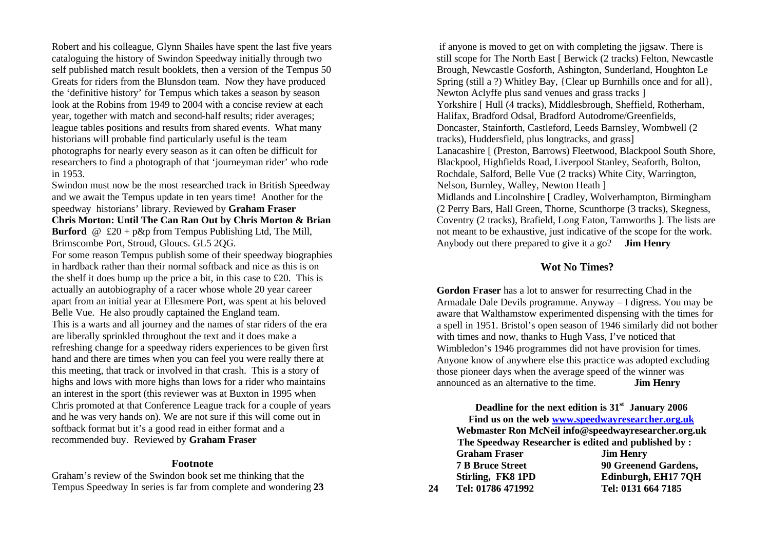Robert and his colleague, Glynn Shailes have spent the last five years cataloguing the history of Swindon Speedway initially through two self published match result booklets, then a version of the Tempus 50 Greats for riders from the Blunsdon team. Now they have produced the 'definitive history' for Tempus which takes a season by season look at the Robins from 1949 to 2004 with a concise review at each year, together with match and second-half results; rider averages; league tables positions and results from shared events. What many historians will probable find particularly useful is the team photographs for nearly every season as it can often be difficult for researchers to find a photograph of that 'journeyman rider' who rode in 1953.

Swindon must now be the most researched track in British Speedway and we await the Tempus update in ten years time! Another for the speedway historians' library. Reviewed by **Graham Fraser**

**Chris Morton: Until The Can Ran Out by Chris Morton & Brian Burford** @ £20 + p&p from Tempus Publishing Ltd, The Mill, Brimscombe Port, Stroud, Gloucs. GL5 2QG.

For some reason Tempus publish some of their speedway biographies in hardback rather than their normal softback and nice as this is on the shelf it does bump up the price a bit, in this case to £20. This is actually an autobiography of a racer whose whole 20 year career apart from an initial year at Ellesmere Port, was spent at his beloved Belle Vue. He also proudly captained the England team.

This is a warts and all journey and the names of star riders of the era are liberally sprinkled throughout the text and it does make a refreshing change for a speedway riders experiences to be given first hand and there are times when you can feel you were really there at this meeting, that track or involved in that crash. This is a story of highs and lows with more highs than lows for a rider who maintains an interest in the sport (this reviewer was at Buxton in 1995 when Chris promoted at that Conference League track for a couple of years and he was very hands on). We are not sure if this will come out in softback format but it's a good read in either format and a recommended buy. Reviewed by **Graham Fraser**

## Footnote

Graham's review of the Swindon book set me thinking that the Tempus Speedway In series is far from complete and wondering if anyone is moved to get on with completing the jigsaw. There is still scope for The North East [ Berwick (2 tracks) Felton, Newcastle Brough, Newcastle Gosforth, Ashington, Sunderland, Houghton Le Spring (still a ?) Whitley Bay, {Clear up Burnhills once and for all}, Newton Aclyffe plus sand venues and grass tracks ]
Yorkshire [ Hull (4 tracks), Middlesbrough, Sheffield, Rotherham, Halifax, Bradford Odsal, Bradford Autodrome/Greenfields, Doncaster, Stainforth, Castleford, Leeds Barnsley, Wombwell (2 tracks), Huddersfield, plus longtracks, and grass]
Lanacashire [ (Preston, Barrows) Fleetwood, Blackpool South Shore, Blackpool, Highfields Road, Liverpool Stanley, Seaforth, Bolton, Rochdale, Salford, Belle Vue (2 tracks) White City, Warrington, Nelson, Burnley, Walley, Newton Heath ]
Midlands and Lincolnshire [ Cradley, Wolverhampton, Birmingham (2 Perry Bars, Hall Green, Thorne, Scunthorpe (3 tracks), Skegness, Coventry (2 tracks), Brafield, Long Eaton, Tamworths ]. The lists are not meant to be exhaustive, just indicative of the scope for the work. Anybody out there prepared to give it a go? **Jim Henry**

## Wot No Times?

**Gordon Fraser** has a lot to answer for resurrecting Chad in the Armadale Dale Devils programme. Anyway – I digress. You may be aware that Walthamstow experimented dispensing with the times for a spell in 1951. Bristol's open season of 1946 similarly did not bother with times and now, thanks to Hugh Vass, I've noticed that Wimbledon's 1946 programmes did not have provision for times. Anyone know of anywhere else this practice was adopted excluding those pioneer days when the average speed of the winner was announced as an alternative to the time. **Jim Henry**

**Deadline for the next edition is 31st January 2006**
**Find us on the web www.speedwayresearcher.org.uk**
**Webmaster Ron McNeil info@speedwayresearcher.org.uk**
**The Speedway Researcher is edited and published by :**

| **Graham Fraser** | **Jim Henry** |
|---|---|
| **7 B Bruce Street** | **90 Greenend Gardens,** |
| **Stirling, FK8 1PD** | **Edinburgh, EH17 7QH** |
| **Tel: 01786 471992** | **Tel: 0131 664 7185** |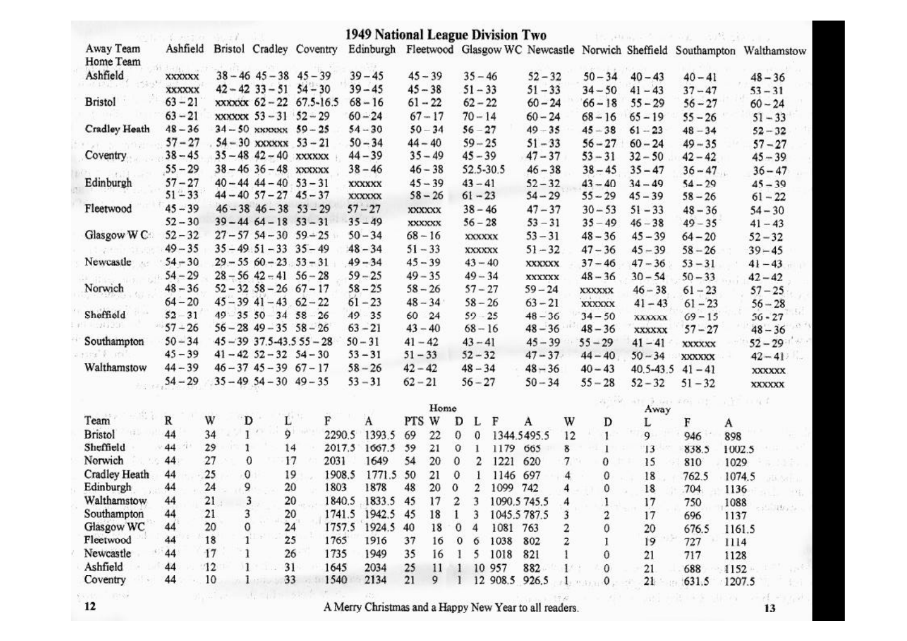# 1949 National League Division Two

| Home Team \ Away Team | Ashfield | Bristol | Cradley | Coventry | Edinburgh | Fleetwood | Glasgow WC | Newcastle | Norwich | Sheffield | Southampton | Walthamstow |
|---|---|---|---|---|---|---|---|---|---|---|---|---|
| Ashfield | xxxxxx | 38 – 46 | 45 – 38 | 45 – 39 | 39 – 45 | 45 – 39 | 35 – 46 | 52 – 32 | 50 – 34 | 40 – 43 | 40 – 41 | 48 – 36 |
| | xxxxxx | 42 – 42 | 33 – 51 | 54 – 30 | 39 – 45 | 45 – 38 | 51 – 33 | 51 – 33 | 34 – 50 | 41 – 43 | 37 – 47 | 53 – 31 |
| Bristol | 63 – 21 | xxxxxx | 62 – 22 | 67.5-16.5 | 68 – 16 | 61 – 22 | 62 – 22 | 60 – 24 | 66 – 18 | 55 – 29 | 56 – 27 | 60 – 24 |
| | 63 – 21 | xxxxxx | 53 – 31 | 52 – 29 | 60 – 24 | 67 – 17 | 70 – 14 | 60 – 24 | 68 – 16 | 65 – 19 | 55 – 26 | 51 – 33 |
| Cradley Heath | 48 – 36 | 34 – 50 | xxxxxx | 59 – 25 | 54 – 30 | 50 – 34 | 56 – 27 | 49 – 35 | 45 – 38 | 61 – 23 | 48 – 34 | 52 – 32 |
| | 57 – 27 | 54 – 30 | xxxxxx | 53 – 21 | 50 – 34 | 44 – 40 | 59 – 25 | 51 – 33 | 56 – 27 | 60 – 24 | 49 – 35 | 57 – 27 |
| Coventry | 38 – 45 | 35 – 48 | 42 – 40 | xxxxxx | 44 – 39 | 35 – 49 | 45 – 39 | 47 – 37 | 53 – 31 | 32 – 50 | 42 – 42 | 45 – 39 |
| | 55 – 29 | 38 – 46 | 36 – 48 | xxxxxx | 38 – 46 | 46 – 38 | 52.5-30.5 | 46 – 38 | 38 – 45 | 35 – 47 | 36 – 47 | 36 – 47 |
| Edinburgh | 57 – 27 | 40 – 44 | 44 – 40 | 53 – 31 | xxxxxx | 45 – 39 | 43 – 41 | 52 – 32 | 43 – 40 | 34 – 49 | 54 – 29 | 45 – 39 |
| | 51 – 33 | 44 – 40 | 57 – 27 | 45 – 37 | xxxxxx | 58 – 26 | 61 – 23 | 54 – 29 | 55 – 29 | 45 – 39 | 58 – 26 | 61 – 22 |
| Fleetwood | 45 – 39 | 46 – 38 | 46 – 38 | 53 – 29 | 57 – 27 | xxxxxx | 38 – 46 | 47 – 37 | 30 – 53 | 51 – 33 | 48 – 36 | 54 – 30 |
| | 52 – 30 | 39 – 44 | 64 – 18 | 53 – 31 | 35 – 49 | xxxxxx | 56 – 28 | 53 – 31 | 35 – 49 | 46 – 38 | 49 – 35 | 41 – 43 |
| Glasgow W C | 52 – 32 | 27 – 57 | 54 – 30 | 59 – 25 | 50 – 34 | 68 – 16 | xxxxxx | 53 – 31 | 48 – 36 | 45 – 39 | 64 – 20 | 52 – 32 |
| | 49 – 35 | 35 – 49 | 51 – 33 | 35 – 49 | 48 – 34 | 51 – 33 | xxxxxx | 51 – 32 | 47 – 36 | 45 – 39 | 58 – 26 | 39 – 45 |
| Newcastle | 54 – 30 | 29 – 55 | 60 – 23 | 53 – 31 | 49 – 34 | 45 – 39 | 43 – 40 | xxxxxx | 37 – 46 | 47 – 36 | 53 – 31 | 41 – 43 |
| | 54 – 29 | 28 – 56 | 42 – 41 | 56 – 28 | 59 – 25 | 49 – 35 | 49 – 34 | xxxxxx | 48 – 36 | 30 – 54 | 50 – 33 | 42 – 42 |
| Norwich | 48 – 36 | 52 – 32 | 58 – 26 | 67 – 17 | 58 – 25 | 58 – 26 | 57 – 27 | 59 – 24 | xxxxxx | 46 – 38 | 61 – 23 | 57 – 25 |
| | 64 – 20 | 45 – 39 | 41 – 43 | 62 – 22 | 61 – 23 | 48 – 34 | 58 – 26 | 63 – 21 | xxxxxx | 41 – 43 | 61 – 23 | 56 – 28 |
| Sheffield | 52 – 31 | 49 – 35 | 50 – 34 | 58 – 26 | 49 – 35 | 60 – 24 | 59 – 25 | 48 – 36 | 34 – 50 | xxxxxx | 69 – 15 | 56 – 27 |
| | 57 – 26 | 56 – 28 | 49 – 35 | 58 – 26 | 63 – 21 | 43 – 40 | 68 – 16 | 48 – 36 | 48 – 36 | xxxxxx | 57 – 27 | 48 – 36 |
| Southampton | 50 – 34 | 45 – 39 | 37.5-43.5 | 55 – 28 | 50 – 31 | 41 – 42 | 43 – 41 | 45 – 39 | 55 – 29 | 41 – 41 | xxxxxx | 52 – 29 |
| | 45 – 39 | 41 – 42 | 52 – 32 | 54 – 30 | 53 – 31 | 51 – 33 | 52 – 32 | 47 – 37 | 44 – 40 | 50 – 34 | xxxxxx | 42 – 41 |
| Walthamstow | 44 – 39 | 46 – 37 | 45 – 39 | 67 – 17 | 58 – 26 | 42 – 42 | 48 – 34 | 48 – 36 | 40 – 43 | 40.5-43.5 | 41 – 41 | xxxxxx |
| | 54 – 29 | 35 – 49 | 54 – 30 | 49 – 35 | 53 – 31 | 62 – 21 | 56 – 27 | 50 – 34 | 55 – 28 | 52 – 32 | 51 – 32 | xxxxxx |

| | | | | | | | | Home | | | | | Away | | | | |
|---|---|---|---|---|---|---|---|---|---|---|---|---|---|---|---|---|---|
| Team | R | W | D | L | F | A | PTS | W | D | L | F | A | W | D | L | F | A |
| Bristol | 44 | 34 | 1 | 9 | 2290.5 | 1393.5 | 69 | 22 | 0 | 0 | 1344.5 | 495.5 | 12 | 1 | 9 | 946 | 898 |
| Sheffield | 44 | 29 | 1 | 14 | 2017.5 | 1667.5 | 59 | 21 | 0 | 1 | 1179 | 665 | 8 | 1 | 13 | 838.5 | 1002.5 |
| Norwich | 44 | 27 | 0 | 17 | 2031 | 1649 | 54 | 20 | 0 | 2 | 1221 | 620 | 7 | 0 | 15 | 810 | 1029 |
| Cradley Heath | 44 | 25 | 0 | 19 | 1908.5 | 1771.5 | 50 | 21 | 0 | 1 | 1146 | 697 | 4 | 0 | 18 | 762.5 | 1074.5 |
| Edinburgh | 44 | 24 | 9 | 20 | 1803 | 1878 | 48 | 20 | 0 | 2 | 1099 | 742 | 4 | 0 | 18 | 704 | 1136 |
| Walthamstow | 44 | 21 | 3 | 20 | 1840.5 | 1833.5 | 45 | 17 | 2 | 3 | 1090.5 | 745.5 | 4 | 1 | 17 | 750 | 1088 |
| Southampton | 44 | 21 | 3 | 20 | 1741.5 | 1942.5 | 45 | 18 | 1 | 3 | 1045.5 | 787.5 | 3 | 2 | 17 | 696 | 1137 |
| Glasgow WC | 44 | 20 | 0 | 24 | 1757.5 | 1924.5 | 40 | 18 | 0 | 4 | 1081 | 763 | 2 | 0 | 20 | 676.5 | 1161.5 |
| Fleetwood | 44 | 18 | 1 | 25 | 1765 | 1916 | 37 | 16 | 0 | 6 | 1038 | 802 | 2 | 1 | 19 | 727 | 1114 |
| Newcastle | 44 | 17 | 1 | 26 | 1735 | 1949 | 35 | 16 | 1 | 5 | 1018 | 821 | 1 | 0 | 21 | 717 | 1128 |
| Ashfield | 44 | 12 | 1 | 31 | 1645 | 2034 | 25 | 11 | 1 | 10 | 957 | 882 | 1 | 0 | 21 | 688 | 1152 |
| Coventry | 44 | 10 | 1 | 33 | 1540 | 2134 | 21 | 9 | 1 | 12 | 908.5 | 926.5 | 1 | 0 | 21 | 631.5 | 1207.5 |

A Merry Christmas and a Happy New Year to all readers.